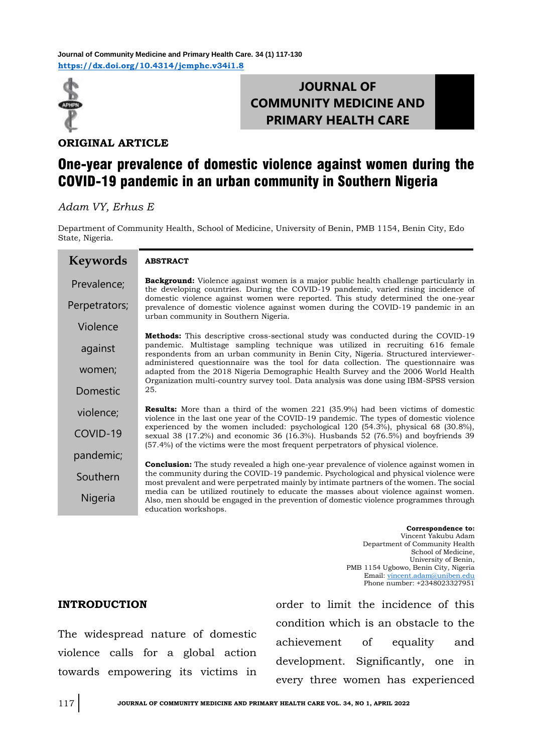**ORIGINAL ARTICLE**

# One-year prevalence of domestic violence against women during the COVID-19 pandemic in an urban community in Southern Nigeria

*Adam VY, Erhus E*

Department of Community Health, School of Medicine, University of Benin, PMB 1154, Benin City, Edo State, Nigeria.

**Keywords**

Prevalence; Perpetrators; Violence against women; Domestic violence; COVID-19 pandemic; Southern Nigeria

**ABSTRACT**

**Background:** Violence against women is a major public health challenge particularly in the developing countries. During the COVID-19 pandemic, varied rising incidence of domestic violence against women were reported. This study determined the one-year prevalence of domestic violence against women during the COVID-19 pandemic in an urban community in Southern Nigeria.

**Methods:** This descriptive cross-sectional study was conducted during the COVID-19 pandemic. Multistage sampling technique was utilized in recruiting 616 female respondents from an urban community in Benin City, Nigeria. Structured interviewer-administered questionnaire was the tool for data collection. The questionnaire was adapted from the 2018 Nigeria Demographic Health Survey and the 2006 World Health Organization multi-country survey tool. Data analysis was done using IBM-SPSS version 25.

**Results:** More than a third of the women 221 (35.9%) had been victims of domestic violence in the last one year of the COVID-19 pandemic. The types of domestic violence experienced by the women included: psychological 120 (54.3%), physical 68 (30.8%), sexual 38 (17.2%) and economic 36 (16.3%). Husbands 52 (76.5%) and boyfriends 39 (57.4%) of the victims were the most frequent perpetrators of physical violence.

**Conclusion:** The study revealed a high one-year prevalence of violence against women in the community during the COVID-19 pandemic. Psychological and physical violence were most prevalent and were perpetrated mainly by intimate partners of the women. The social media can be utilized routinely to educate the masses about violence against women. Also, men should be engaged in the prevention of domestic violence programmes through education workshops.

**Correspondence to:**
Vincent Yakubu Adam
Department of Community Health
School of Medicine,
University of Benin,
PMB 1154 Ugbowo, Benin City, Nigeria
Email: vincent.adam@uniben.edu
Phone number: +2348023327951

## INTRODUCTION

The widespread nature of domestic violence calls for a global action towards empowering its victims in order to limit the incidence of this condition which is an obstacle to the achievement of equality and development. Significantly, one in every three women has experienced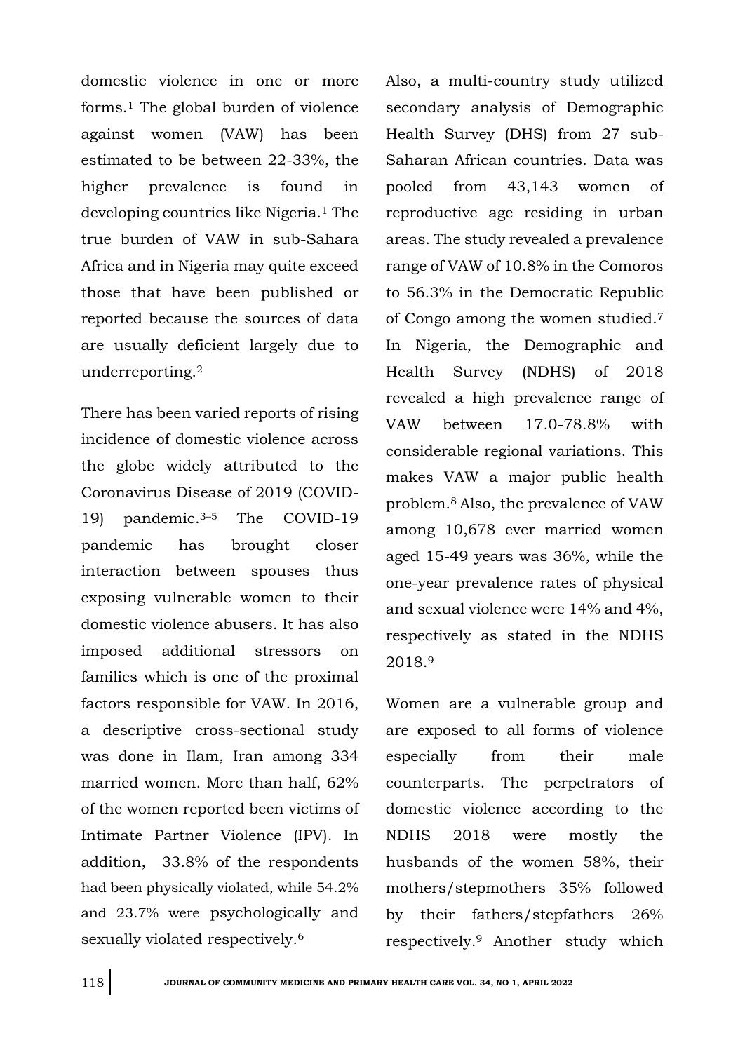domestic violence in one or more forms.[1] The global burden of violence against women (VAW) has been estimated to be between 22-33%, the higher prevalence is found in developing countries like Nigeria.[1] The true burden of VAW in sub-Sahara Africa and in Nigeria may quite exceed those that have been published or reported because the sources of data are usually deficient largely due to underreporting.[2]

There has been varied reports of rising incidence of domestic violence across the globe widely attributed to the Coronavirus Disease of 2019 (COVID-19) pandemic.[3–5] The COVID-19 pandemic has brought closer interaction between spouses thus exposing vulnerable women to their domestic violence abusers. It has also imposed additional stressors on families which is one of the proximal factors responsible for VAW. In 2016, a descriptive cross-sectional study was done in Ilam, Iran among 334 married women. More than half, 62% of the women reported been victims of Intimate Partner Violence (IPV). In addition, 33.8% of the respondents had been physically violated, while 54.2% and 23.7% were psychologically and sexually violated respectively.[6]

Also, a multi-country study utilized secondary analysis of Demographic Health Survey (DHS) from 27 sub-Saharan African countries. Data was pooled from 43,143 women of reproductive age residing in urban areas. The study revealed a prevalence range of VAW of 10.8% in the Comoros to 56.3% in the Democratic Republic of Congo among the women studied.[7] In Nigeria, the Demographic and Health Survey (NDHS) of 2018 revealed a high prevalence range of VAW between 17.0-78.8% with considerable regional variations. This makes VAW a major public health problem.[8] Also, the prevalence of VAW among 10,678 ever married women aged 15-49 years was 36%, while the one-year prevalence rates of physical and sexual violence were 14% and 4%, respectively as stated in the NDHS 2018.[9]

Women are a vulnerable group and are exposed to all forms of violence especially from their male counterparts. The perpetrators of domestic violence according to the NDHS 2018 were mostly the husbands of the women 58%, their mothers/stepmothers 35% followed by their fathers/stepfathers 26% respectively.[9] Another study which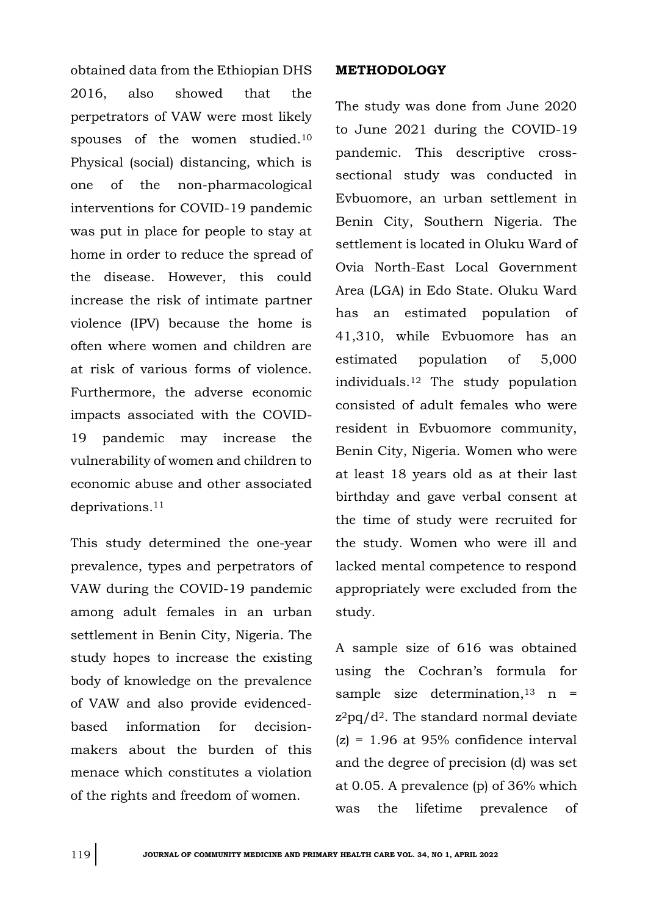obtained data from the Ethiopian DHS 2016, also showed that the perpetrators of VAW were most likely spouses of the women studied.[10] Physical (social) distancing, which is one of the non-pharmacological interventions for COVID-19 pandemic was put in place for people to stay at home in order to reduce the spread of the disease. However, this could increase the risk of intimate partner violence (IPV) because the home is often where women and children are at risk of various forms of violence. Furthermore, the adverse economic impacts associated with the COVID-19 pandemic may increase the vulnerability of women and children to economic abuse and other associated deprivations.[11]

This study determined the one-year prevalence, types and perpetrators of VAW during the COVID-19 pandemic among adult females in an urban settlement in Benin City, Nigeria. The study hopes to increase the existing body of knowledge on the prevalence of VAW and also provide evidenced-based information for decision-makers about the burden of this menace which constitutes a violation of the rights and freedom of women.

**METHODOLOGY**

The study was done from June 2020 to June 2021 during the COVID-19 pandemic. This descriptive cross-sectional study was conducted in Evbuomore, an urban settlement in Benin City, Southern Nigeria. The settlement is located in Oluku Ward of Ovia North-East Local Government Area (LGA) in Edo State. Oluku Ward has an estimated population of 41,310, while Evbuomore has an estimated population of 5,000 individuals.[12] The study population consisted of adult females who were resident in Evbuomore community, Benin City, Nigeria. Women who were at least 18 years old as at their last birthday and gave verbal consent at the time of study were recruited for the study. Women who were ill and lacked mental competence to respond appropriately were excluded from the study.

A sample size of 616 was obtained using the Cochran's formula for sample size determination,[13] $n = z^2pq/d^2$. The standard normal deviate ($z$) = 1.96 at 95% confidence interval and the degree of precision ($d$) was set at 0.05. A prevalence ($p$) of 36% which was the lifetime prevalence of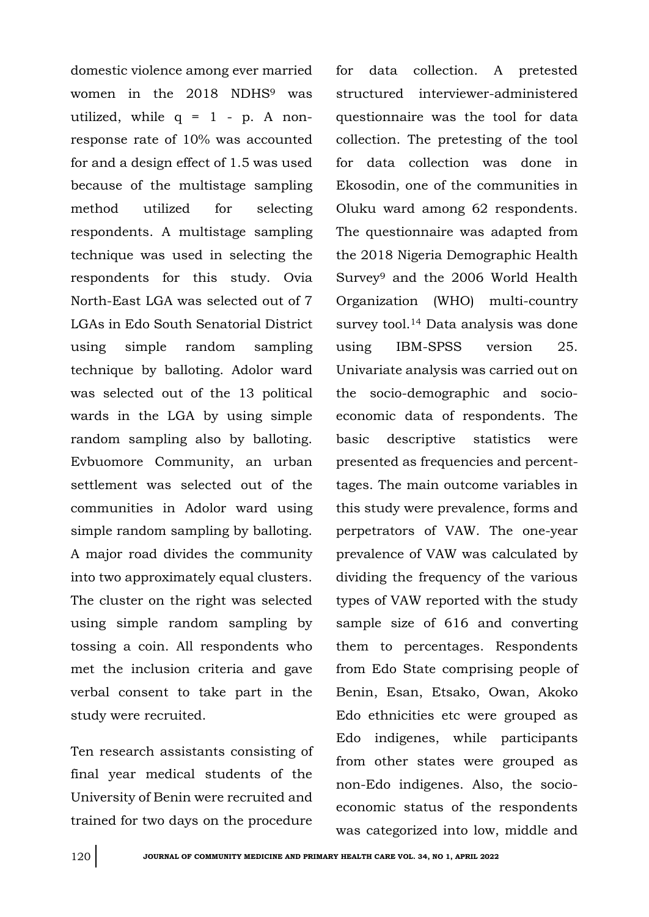domestic violence among ever married women in the 2018 NDHS[9] was utilized, while q = 1 - p. A non-response rate of 10% was accounted for and a design effect of 1.5 was used because of the multistage sampling method utilized for selecting respondents. A multistage sampling technique was used in selecting the respondents for this study. Ovia North-East LGA was selected out of 7 LGAs in Edo South Senatorial District using simple random sampling technique by balloting. Adolor ward was selected out of the 13 political wards in the LGA by using simple random sampling also by balloting. Evbuomore Community, an urban settlement was selected out of the communities in Adolor ward using simple random sampling by balloting. A major road divides the community into two approximately equal clusters. The cluster on the right was selected using simple random sampling by tossing a coin. All respondents who met the inclusion criteria and gave verbal consent to take part in the study were recruited.

Ten research assistants consisting of final year medical students of the University of Benin were recruited and trained for two days on the procedure for data collection. A pretested structured interviewer-administered questionnaire was the tool for data collection. The pretesting of the tool for data collection was done in Ekosodin, one of the communities in Oluku ward among 62 respondents. The questionnaire was adapted from the 2018 Nigeria Demographic Health Survey[9] and the 2006 World Health Organization (WHO) multi-country survey tool.[14] Data analysis was done using IBM-SPSS version 25. Univariate analysis was carried out on the socio-demographic and socio-economic data of respondents. The basic descriptive statistics were presented as frequencies and percenttages. The main outcome variables in this study were prevalence, forms and perpetrators of VAW. The one-year prevalence of VAW was calculated by dividing the frequency of the various types of VAW reported with the study sample size of 616 and converting them to percentages. Respondents from Edo State comprising people of Benin, Esan, Etsako, Owan, Akoko Edo ethnicities etc were grouped as Edo indigenes, while participants from other states were grouped as non-Edo indigenes. Also, the socio-economic status of the respondents was categorized into low, middle and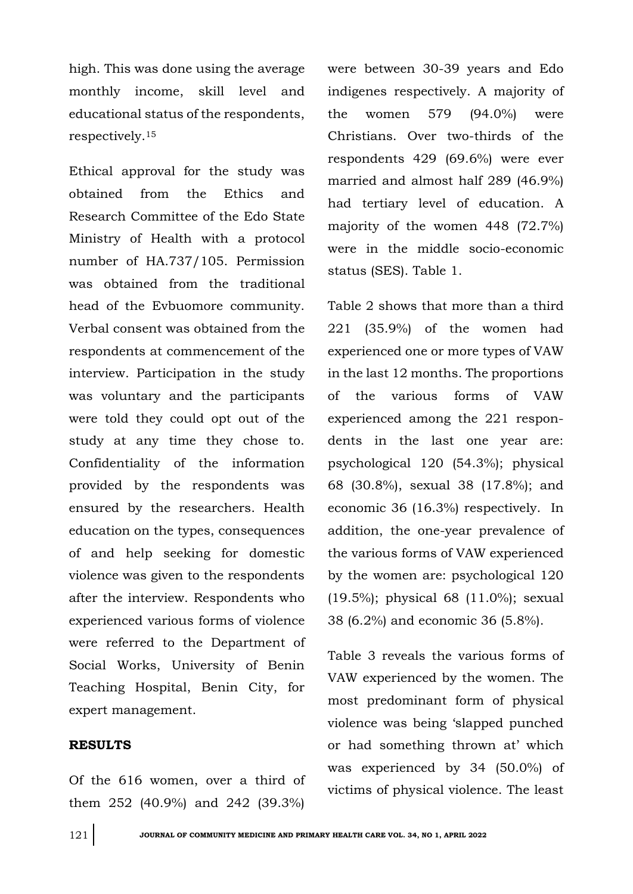high. This was done using the average monthly income, skill level and educational status of the respondents, respectively.[15]

Ethical approval for the study was obtained from the Ethics and Research Committee of the Edo State Ministry of Health with a protocol number of HA.737/105. Permission was obtained from the traditional head of the Evbuomore community. Verbal consent was obtained from the respondents at commencement of the interview. Participation in the study was voluntary and the participants were told they could opt out of the study at any time they chose to. Confidentiality of the information provided by the respondents was ensured by the researchers. Health education on the types, consequences of and help seeking for domestic violence was given to the respondents after the interview. Respondents who experienced various forms of violence were referred to the Department of Social Works, University of Benin Teaching Hospital, Benin City, for expert management.

## RESULTS

Of the 616 women, over a third of them 252 (40.9%) and 242 (39.3%) were between 30-39 years and Edo indigenes respectively. A majority of the women 579 (94.0%) were Christians. Over two-thirds of the respondents 429 (69.6%) were ever married and almost half 289 (46.9%) had tertiary level of education. A majority of the women 448 (72.7%) were in the middle socio-economic status (SES). Table 1.

Table 2 shows that more than a third 221 (35.9%) of the women had experienced one or more types of VAW in the last 12 months. The proportions of the various forms of VAW experienced among the 221 respondents in the last one year are: psychological 120 (54.3%); physical 68 (30.8%), sexual 38 (17.8%); and economic 36 (16.3%) respectively. In addition, the one-year prevalence of the various forms of VAW experienced by the women are: psychological 120 (19.5%); physical 68 (11.0%); sexual 38 (6.2%) and economic 36 (5.8%).

Table 3 reveals the various forms of VAW experienced by the women. The most predominant form of physical violence was being 'slapped punched or had something thrown at' which was experienced by 34 (50.0%) of victims of physical violence. The least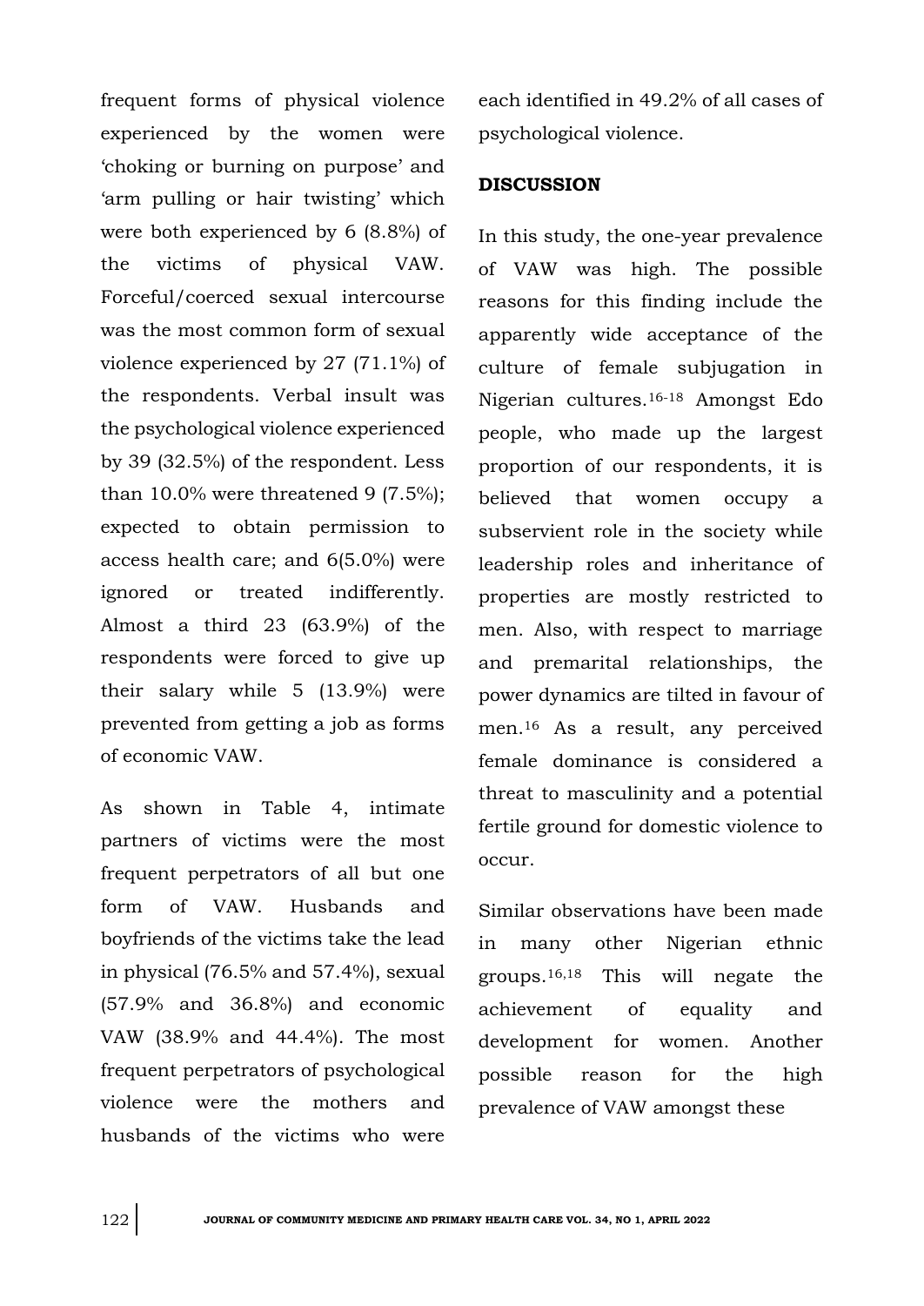frequent forms of physical violence experienced by the women were 'choking or burning on purpose' and 'arm pulling or hair twisting' which were both experienced by 6 (8.8%) of the victims of physical VAW. Forceful/coerced sexual intercourse was the most common form of sexual violence experienced by 27 (71.1%) of the respondents. Verbal insult was the psychological violence experienced by 39 (32.5%) of the respondent. Less than 10.0% were threatened 9 (7.5%); expected to obtain permission to access health care; and 6(5.0%) were ignored or treated indifferently. Almost a third 23 (63.9%) of the respondents were forced to give up their salary while 5 (13.9%) were prevented from getting a job as forms of economic VAW.

As shown in Table 4, intimate partners of victims were the most frequent perpetrators of all but one form of VAW. Husbands and boyfriends of the victims take the lead in physical (76.5% and 57.4%), sexual (57.9% and 36.8%) and economic VAW (38.9% and 44.4%). The most frequent perpetrators of psychological violence were the mothers and husbands of the victims who were each identified in 49.2% of all cases of psychological violence.

## DISCUSSION

In this study, the one-year prevalence of VAW was high. The possible reasons for this finding include the apparently wide acceptance of the culture of female subjugation in Nigerian cultures.[16-18] Amongst Edo people, who made up the largest proportion of our respondents, it is believed that women occupy a subservient role in the society while leadership roles and inheritance of properties are mostly restricted to men. Also, with respect to marriage and premarital relationships, the power dynamics are tilted in favour of men.[16] As a result, any perceived female dominance is considered a threat to masculinity and a potential fertile ground for domestic violence to occur.

Similar observations have been made in many other Nigerian ethnic groups.[16,18] This will negate the achievement of equality and development for women. Another possible reason for the high prevalence of VAW amongst these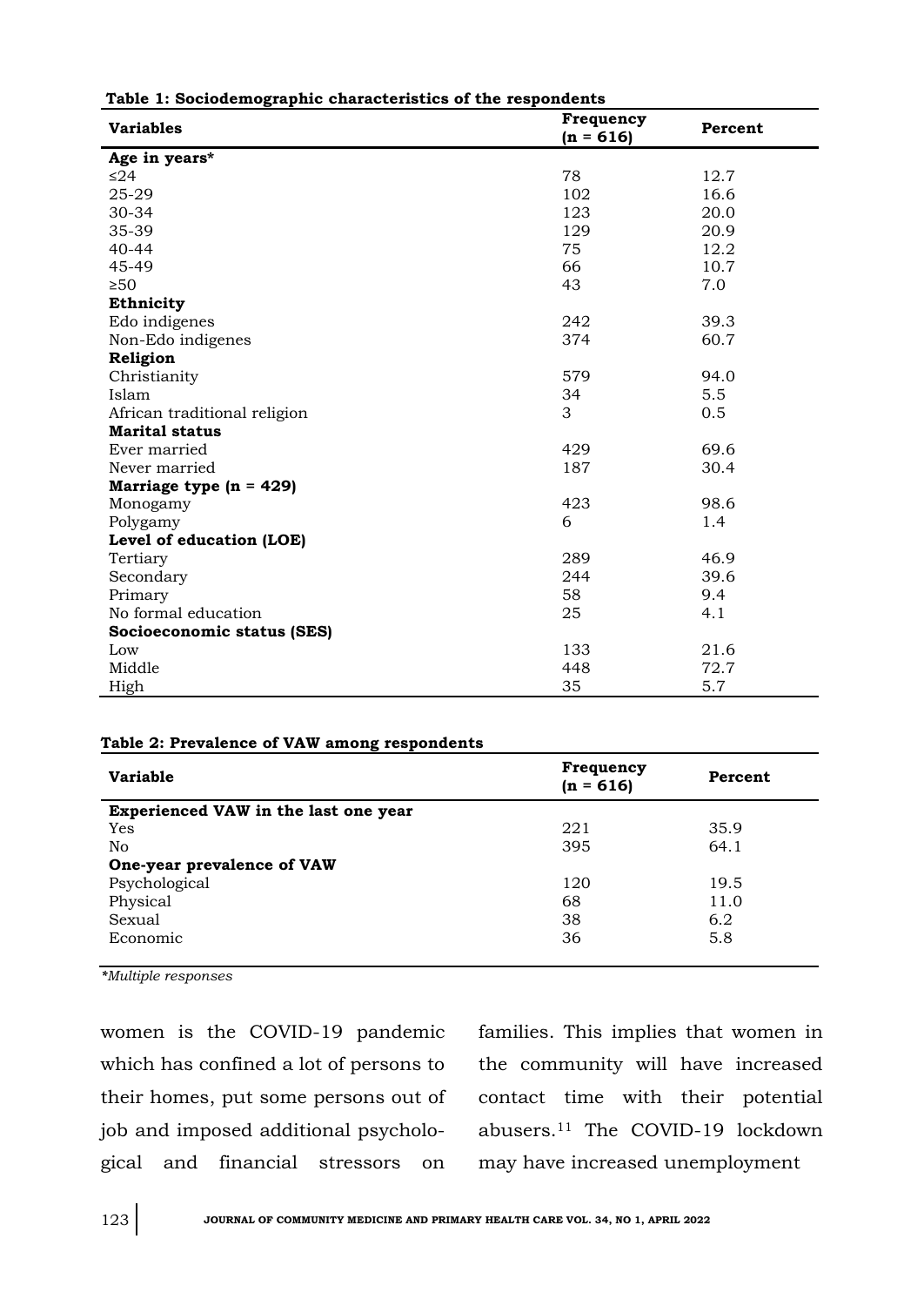**Table 1: Sociodemographic characteristics of the respondents**

| Variables | Frequency (n = 616) | Percent |
|---|---|---|
| **Age in years*** | | |
| ≤24 | 78 | 12.7 |
| 25-29 | 102 | 16.6 |
| 30-34 | 123 | 20.0 |
| 35-39 | 129 | 20.9 |
| 40-44 | 75 | 12.2 |
| 45-49 | 66 | 10.7 |
| ≥50 | 43 | 7.0 |
| **Ethnicity** | | |
| Edo indigenes | 242 | 39.3 |
| Non-Edo indigenes | 374 | 60.7 |
| **Religion** | | |
| Christianity | 579 | 94.0 |
| Islam | 34 | 5.5 |
| African traditional religion | 3 | 0.5 |
| **Marital status** | | |
| Ever married | 429 | 69.6 |
| Never married | 187 | 30.4 |
| **Marriage type (n = 429)** | | |
| Monogamy | 423 | 98.6 |
| Polygamy | 6 | 1.4 |
| **Level of education (LOE)** | | |
| Tertiary | 289 | 46.9 |
| Secondary | 244 | 39.6 |
| Primary | 58 | 9.4 |
| No formal education | 25 | 4.1 |
| **Socioeconomic status (SES)** | | |
| Low | 133 | 21.6 |
| Middle | 448 | 72.7 |
| High | 35 | 5.7 |

**Table 2: Prevalence of VAW among respondents**

| Variable | Frequency (n = 616) | Percent |
|---|---|---|
| **Experienced VAW in the last one year** | | |
| Yes | 221 | 35.9 |
| No | 395 | 64.1 |
| **One-year prevalence of VAW** | | |
| Psychological | 120 | 19.5 |
| Physical | 68 | 11.0 |
| Sexual | 38 | 6.2 |
| Economic | 36 | 5.8 |

*\*Multiple responses*

women is the COVID-19 pandemic which has confined a lot of persons to their homes, put some persons out of job and imposed additional psychological and financial stressors on families. This implies that women in the community will have increased contact time with their potential abusers.[11] The COVID-19 lockdown may have increased unemployment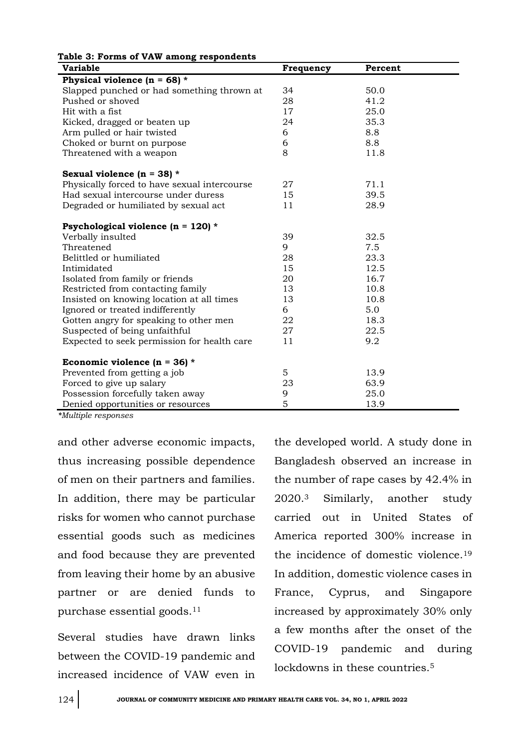**Table 3: Forms of VAW among respondents**

| Variable | Frequency | Percent |
|---|---|---|
| **Physical violence (n = 68) *** | | |
| Slapped punched or had something thrown at | 34 | 50.0 |
| Pushed or shoved | 28 | 41.2 |
| Hit with a fist | 17 | 25.0 |
| Kicked, dragged or beaten up | 24 | 35.3 |
| Arm pulled or hair twisted | 6 | 8.8 |
| Choked or burnt on purpose | 6 | 8.8 |
| Threatened with a weapon | 8 | 11.8 |
| **Sexual violence (n = 38) *** | | |
| Physically forced to have sexual intercourse | 27 | 71.1 |
| Had sexual intercourse under duress | 15 | 39.5 |
| Degraded or humiliated by sexual act | 11 | 28.9 |
| **Psychological violence (n = 120) *** | | |
| Verbally insulted | 39 | 32.5 |
| Threatened | 9 | 7.5 |
| Belittled or humiliated | 28 | 23.3 |
| Intimidated | 15 | 12.5 |
| Isolated from family or friends | 20 | 16.7 |
| Restricted from contacting family | 13 | 10.8 |
| Insisted on knowing location at all times | 13 | 10.8 |
| Ignored or treated indifferently | 6 | 5.0 |
| Gotten angry for speaking to other men | 22 | 18.3 |
| Suspected of being unfaithful | 27 | 22.5 |
| Expected to seek permission for health care | 11 | 9.2 |
| **Economic violence (n = 36) *** | | |
| Prevented from getting a job | 5 | 13.9 |
| Forced to give up salary | 23 | 63.9 |
| Possession forcefully taken away | 9 | 25.0 |
| Denied opportunities or resources | 5 | 13.9 |

*\*Multiple responses*

and other adverse economic impacts, thus increasing possible dependence of men on their partners and families. In addition, there may be particular risks for women who cannot purchase essential goods such as medicines and food because they are prevented from leaving their home by an abusive partner or are denied funds to purchase essential goods.[11]

Several studies have drawn links between the COVID-19 pandemic and increased incidence of VAW even in the developed world. A study done in Bangladesh observed an increase in the number of rape cases by 42.4% in 2020.[3] Similarly, another study carried out in United States of America reported 300% increase in the incidence of domestic violence.[19] In addition, domestic violence cases in France, Cyprus, and Singapore increased by approximately 30% only a few months after the onset of the COVID-19 pandemic and during lockdowns in these countries.[5]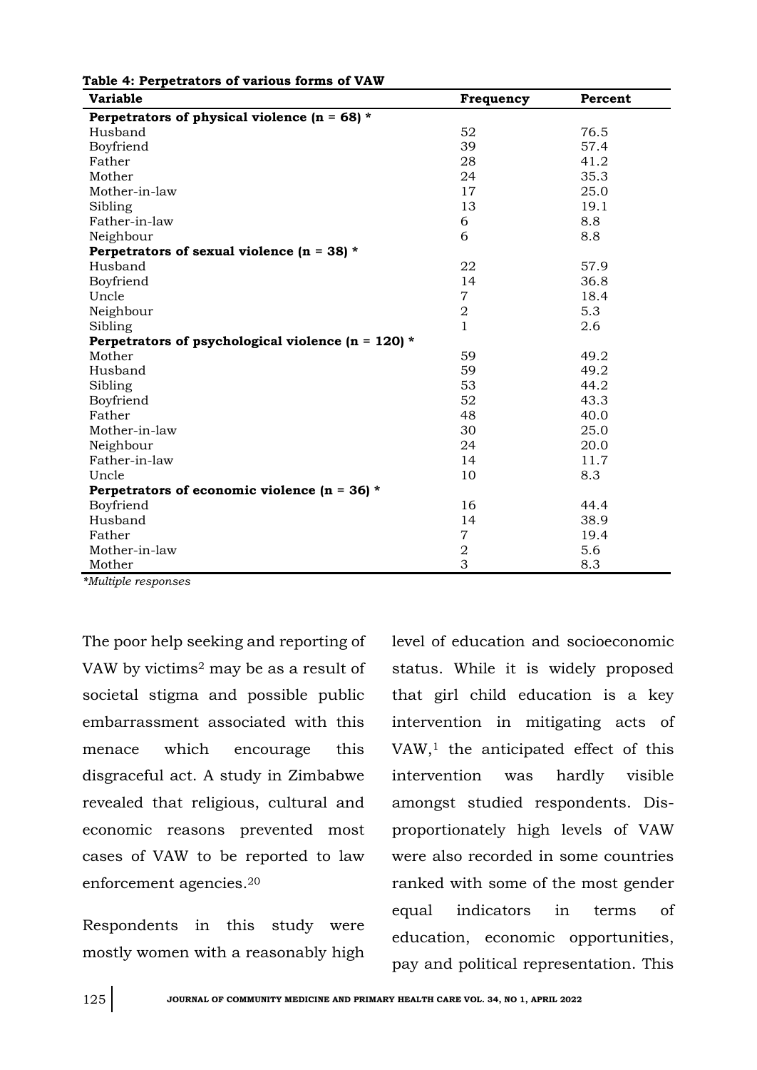**Table 4: Perpetrators of various forms of VAW**

| Variable | Frequency | Percent |
|---|---|---|
| **Perpetrators of physical violence (n = 68) *** | | |
| Husband | 52 | 76.5 |
| Boyfriend | 39 | 57.4 |
| Father | 28 | 41.2 |
| Mother | 24 | 35.3 |
| Mother-in-law | 17 | 25.0 |
| Sibling | 13 | 19.1 |
| Father-in-law | 6 | 8.8 |
| Neighbour | 6 | 8.8 |
| **Perpetrators of sexual violence (n = 38) *** | | |
| Husband | 22 | 57.9 |
| Boyfriend | 14 | 36.8 |
| Uncle | 7 | 18.4 |
| Neighbour | 2 | 5.3 |
| Sibling | 1 | 2.6 |
| **Perpetrators of psychological violence (n = 120) *** | | |
| Mother | 59 | 49.2 |
| Husband | 59 | 49.2 |
| Sibling | 53 | 44.2 |
| Boyfriend | 52 | 43.3 |
| Father | 48 | 40.0 |
| Mother-in-law | 30 | 25.0 |
| Neighbour | 24 | 20.0 |
| Father-in-law | 14 | 11.7 |
| Uncle | 10 | 8.3 |
| **Perpetrators of economic violence (n = 36) *** | | |
| Boyfriend | 16 | 44.4 |
| Husband | 14 | 38.9 |
| Father | 7 | 19.4 |
| Mother-in-law | 2 | 5.6 |
| Mother | 3 | 8.3 |

*\*Multiple responses*

The poor help seeking and reporting of VAW by victims[2] may be as a result of societal stigma and possible public embarrassment associated with this menace which encourage this disgraceful act. A study in Zimbabwe revealed that religious, cultural and economic reasons prevented most cases of VAW to be reported to law enforcement agencies.[20]

Respondents in this study were mostly women with a reasonably high level of education and socioeconomic status. While it is widely proposed that girl child education is a key intervention in mitigating acts of VAW,[1] the anticipated effect of this intervention was hardly visible amongst studied respondents. Disproportionately high levels of VAW were also recorded in some countries ranked with some of the most gender equal indicators in terms of education, economic opportunities, pay and political representation. This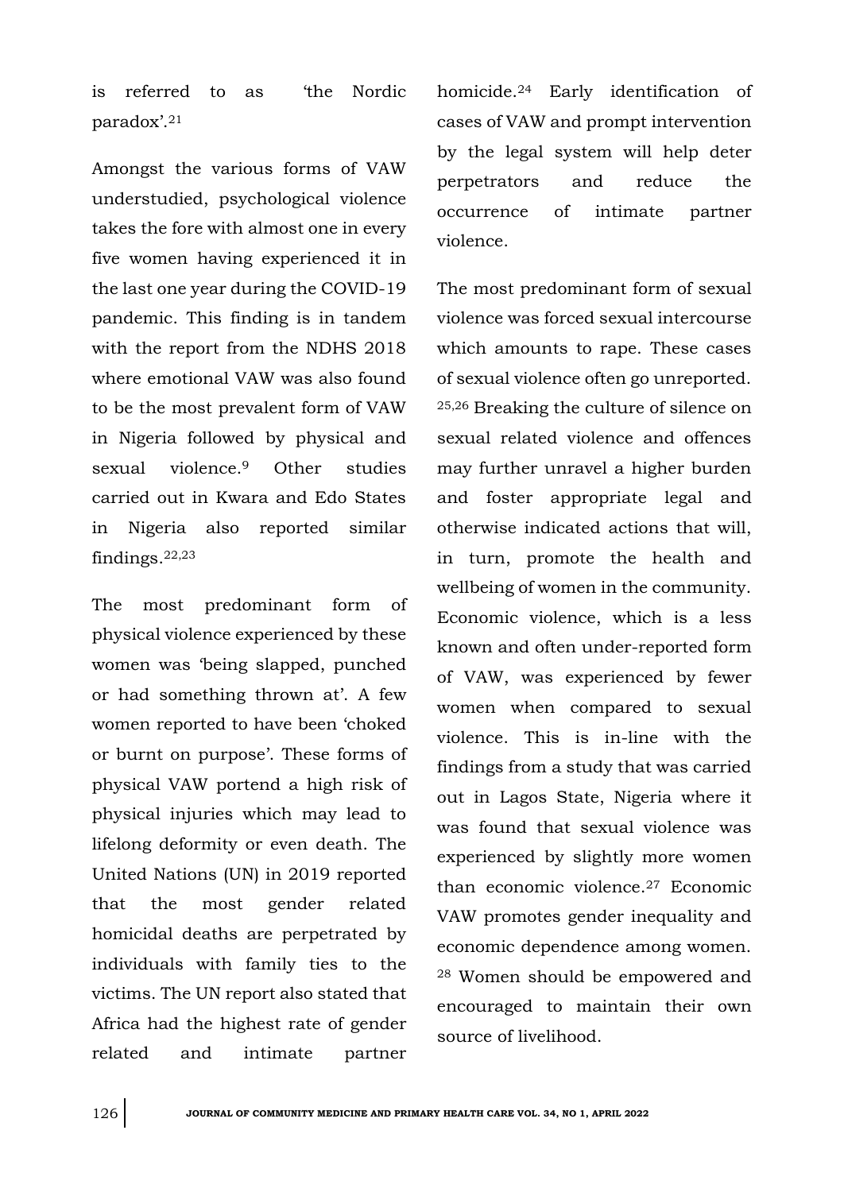is referred to as 'the Nordic paradox'.[21]

Amongst the various forms of VAW understudied, psychological violence takes the fore with almost one in every five women having experienced it in the last one year during the COVID-19 pandemic. This finding is in tandem with the report from the NDHS 2018 where emotional VAW was also found to be the most prevalent form of VAW in Nigeria followed by physical and sexual violence.[9] Other studies carried out in Kwara and Edo States in Nigeria also reported similar findings.[22,23]

The most predominant form of physical violence experienced by these women was 'being slapped, punched or had something thrown at'. A few women reported to have been 'choked or burnt on purpose'. These forms of physical VAW portend a high risk of physical injuries which may lead to lifelong deformity or even death. The United Nations (UN) in 2019 reported that the most gender related homicidal deaths are perpetrated by individuals with family ties to the victims. The UN report also stated that Africa had the highest rate of gender related and intimate partner homicide.[24] Early identification of cases of VAW and prompt intervention by the legal system will help deter perpetrators and reduce the occurrence of intimate partner violence.

The most predominant form of sexual violence was forced sexual intercourse which amounts to rape. These cases of sexual violence often go unreported.[25,26] Breaking the culture of silence on sexual related violence and offences may further unravel a higher burden and foster appropriate legal and otherwise indicated actions that will, in turn, promote the health and wellbeing of women in the community. Economic violence, which is a less known and often under-reported form of VAW, was experienced by fewer women when compared to sexual violence. This is in-line with the findings from a study that was carried out in Lagos State, Nigeria where it was found that sexual violence was experienced by slightly more women than economic violence.[27] Economic VAW promotes gender inequality and economic dependence among women.[28] Women should be empowered and encouraged to maintain their own source of livelihood.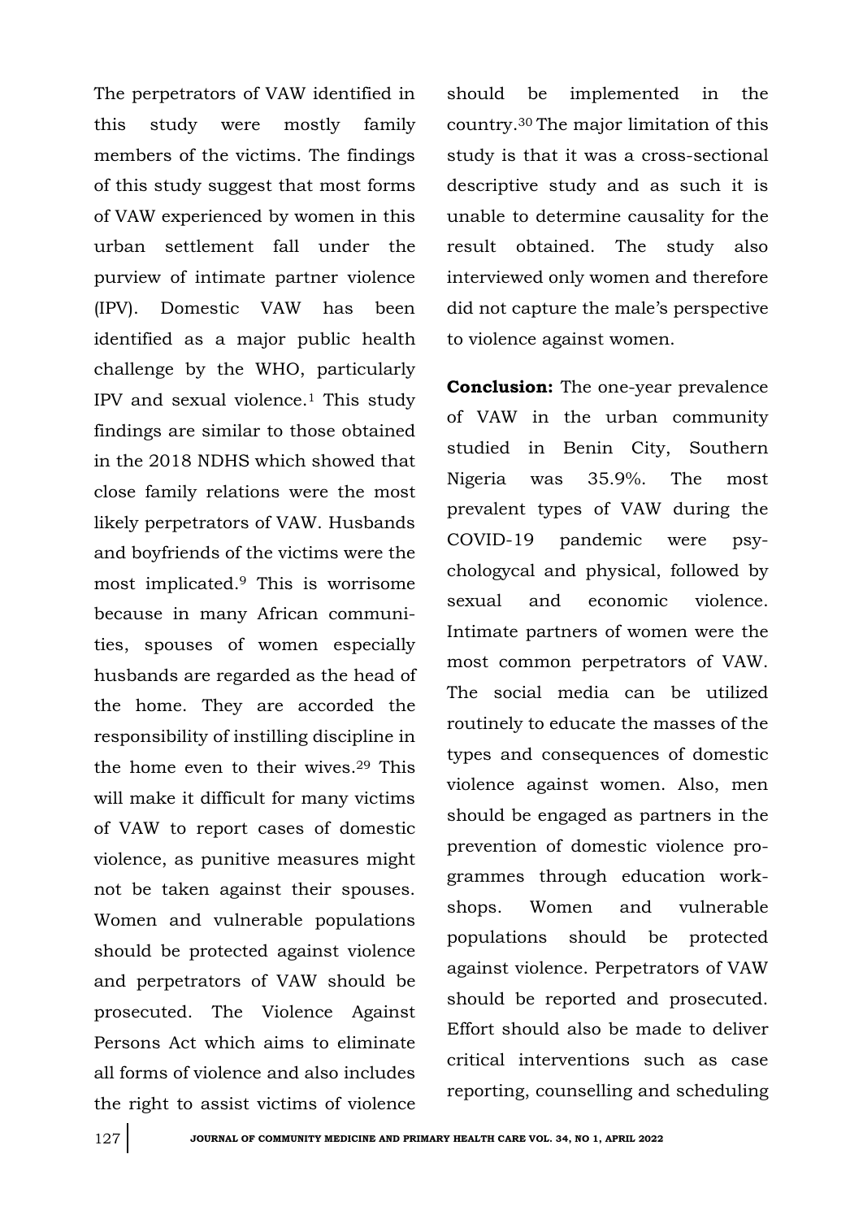The perpetrators of VAW identified in this study were mostly family members of the victims. The findings of this study suggest that most forms of VAW experienced by women in this urban settlement fall under the purview of intimate partner violence (IPV). Domestic VAW has been identified as a major public health challenge by the WHO, particularly IPV and sexual violence.[1] This study findings are similar to those obtained in the 2018 NDHS which showed that close family relations were the most likely perpetrators of VAW. Husbands and boyfriends of the victims were the most implicated.[9] This is worrisome because in many African communities, spouses of women especially husbands are regarded as the head of the home. They are accorded the responsibility of instilling discipline in the home even to their wives.[29] This will make it difficult for many victims of VAW to report cases of domestic violence, as punitive measures might not be taken against their spouses. Women and vulnerable populations should be protected against violence and perpetrators of VAW should be prosecuted. The Violence Against Persons Act which aims to eliminate all forms of violence and also includes the right to assist victims of violence should be implemented in the country.[30] The major limitation of this study is that it was a cross-sectional descriptive study and as such it is unable to determine causality for the result obtained. The study also interviewed only women and therefore did not capture the male's perspective to violence against women.

**Conclusion:** The one-year prevalence of VAW in the urban community studied in Benin City, Southern Nigeria was 35.9%. The most prevalent types of VAW during the COVID-19 pandemic were psychologycal and physical, followed by sexual and economic violence. Intimate partners of women were the most common perpetrators of VAW. The social media can be utilized routinely to educate the masses of the types and consequences of domestic violence against women. Also, men should be engaged as partners in the prevention of domestic violence programmes through education workshops. Women and vulnerable populations should be protected against violence. Perpetrators of VAW should be reported and prosecuted. Effort should also be made to deliver critical interventions such as case reporting, counselling and scheduling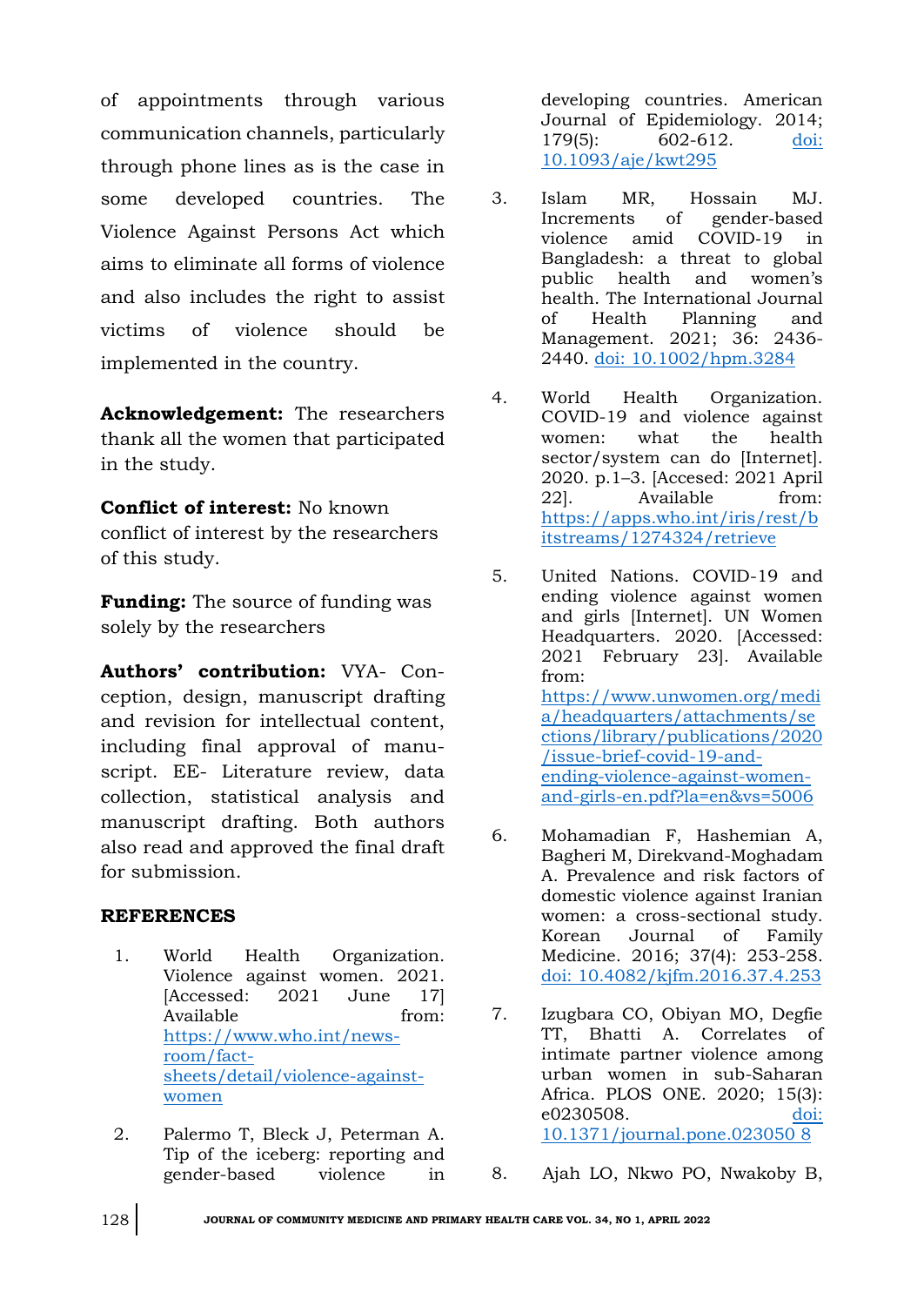of appointments through various communication channels, particularly through phone lines as is the case in some developed countries. The Violence Against Persons Act which aims to eliminate all forms of violence and also includes the right to assist victims of violence should be implemented in the country.

**Acknowledgement:** The researchers thank all the women that participated in the study.

**Conflict of interest:** No known conflict of interest by the researchers of this study.

**Funding:** The source of funding was solely by the researchers

**Authors' contribution:** VYA- Conception, design, manuscript drafting and revision for intellectual content, including final approval of manuscript. EE- Literature review, data collection, statistical analysis and manuscript drafting. Both authors also read and approved the final draft for submission.

## REFERENCES

1. World Health Organization. Violence against women. 2021. [Accessed: 2021 June 17] Available from: https://www.who.int/news-room/fact-sheets/detail/violence-against-women

2. Palermo T, Bleck J, Peterman A. Tip of the iceberg: reporting and gender-based violence in developing countries. American Journal of Epidemiology. 2014; 179(5): 602-612. doi: 10.1093/aje/kwt295

3. Islam MR, Hossain MJ. Increments of gender-based violence amid COVID-19 in Bangladesh: a threat to global public health and women's health. The International Journal of Health Planning and Management. 2021; 36: 2436-2440. doi: 10.1002/hpm.3284

4. World Health Organization. COVID-19 and violence against women: what the health sector/system can do [Internet]. 2020. p.1–3. [Accesed: 2021 April 22]. Available from: https://apps.who.int/iris/rest/bitstreams/1274324/retrieve

5. United Nations. COVID-19 and ending violence against women and girls [Internet]. UN Women Headquarters. 2020. [Accessed: 2021 February 23]. Available from: https://www.unwomen.org/media/headquarters/attachments/sections/library/publications/2020/issue-brief-covid-19-and-ending-violence-against-women-and-girls-en.pdf?la=en&vs=5006

6. Mohamadian F, Hashemian A, Bagheri M, Direkvand-Moghadam A. Prevalence and risk factors of domestic violence against Iranian women: a cross-sectional study. Korean Journal of Family Medicine. 2016; 37(4): 253-258. doi: 10.4082/kjfm.2016.37.4.253

7. Izugbara CO, Obiyan MO, Degfie TT, Bhatti A. Correlates of intimate partner violence among urban women in sub-Saharan Africa. PLOS ONE. 2020; 15(3): e0230508. doi: 10.1371/journal.pone.023050 8

8. Ajah LO, Nkwo PO, Nwakoby B,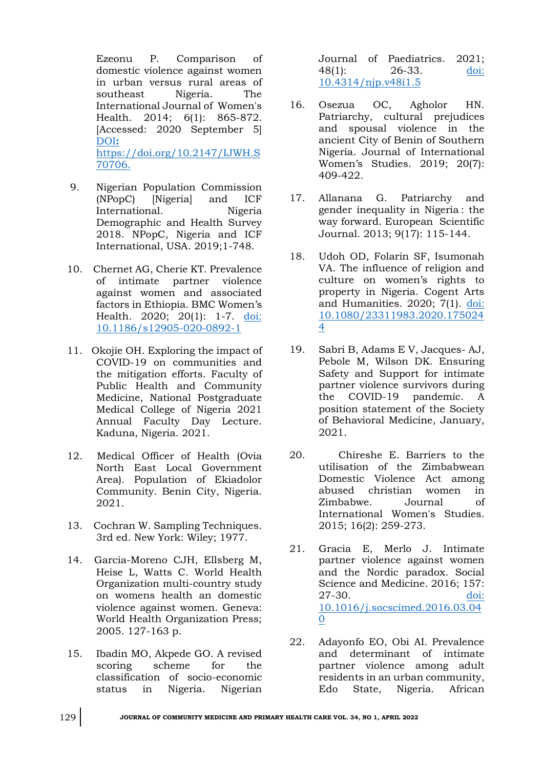Ezeonu P. Comparison of domestic violence against women in urban versus rural areas of southeast Nigeria. The International Journal of Women's Health. 2014; 6(1): 865-872. [Accessed: 2020 September 5] DOI: https://doi.org/10.2147/IJWH.S70706.

9. Nigerian Population Commission (NPopC) [Nigeria] and ICF International. Nigeria Demographic and Health Survey 2018. NPopC, Nigeria and ICF International, USA. 2019;1-748.

10. Chernet AG, Cherie KT. Prevalence of intimate partner violence against women and associated factors in Ethiopia. BMC Women's Health. 2020; 20(1): 1-7. doi: 10.1186/s12905-020-0892-1

11. Okojie OH. Exploring the impact of COVID-19 on communities and the mitigation efforts. Faculty of Public Health and Community Medicine, National Postgraduate Medical College of Nigeria 2021 Annual Faculty Day Lecture. Kaduna, Nigeria. 2021.

12. Medical Officer of Health (Ovia North East Local Government Area). Population of Ekiadolor Community. Benin City, Nigeria. 2021.

13. Cochran W. Sampling Techniques. 3rd ed. New York: Wiley; 1977.

14. Garcia-Moreno CJH, Ellsberg M, Heise L, Watts C. World Health Organization multi-country study on womens health an domestic violence against women. Geneva: World Health Organization Press; 2005. 127-163 p.

15. Ibadin MO, Akpede GO. A revised scoring scheme for the classification of socio-economic status in Nigeria. Nigerian Journal of Paediatrics. 2021; 48(1): 26-33. doi: 10.4314/njp.v48i1.5

16. Osezua OC, Agholor HN. Patriarchy, cultural prejudices and spousal violence in the ancient City of Benin of Southern Nigeria. Journal of International Women's Studies. 2019; 20(7): 409-422.

17. Allanana G. Patriarchy and gender inequality in Nigeria : the way forward. European Scientific Journal. 2013; 9(17): 115-144.

18. Udoh OD, Folarin SF, Isumonah VA. The influence of religion and culture on women's rights to property in Nigeria. Cogent Arts and Humanities. 2020; 7(1). doi: 10.1080/23311983.2020.1750244

19. Sabri B, Adams E V, Jacques- AJ, Pebole M, Wilson DK. Ensuring Safety and Support for intimate partner violence survivors during the COVID-19 pandemic. A position statement of the Society of Behavioral Medicine, January, 2021.

20. Chireshe E. Barriers to the utilisation of the Zimbabwean Domestic Violence Act among abused christian women in Zimbabwe. Journal of International Women's Studies. 2015; 16(2): 259-273.

21. Gracia E, Merlo J. Intimate partner violence against women and the Nordic paradox. Social Science and Medicine. 2016; 157: 27-30. doi: 10.1016/j.socscimed.2016.03.040

22. Adayonfo EO, Obi AI. Prevalence and determinant of intimate partner violence among adult residents in an urban community, Edo State, Nigeria. African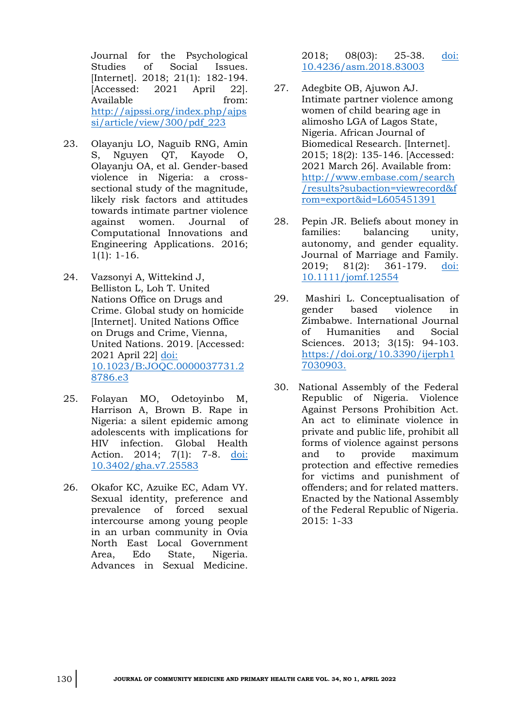Journal for the Psychological Studies of Social Issues. [Internet]. 2018; 21(1): 182-194. [Accessed: 2021 April 22]. Available from: http://ajpssi.org/index.php/ajpssi/article/view/300/pdf_223

23. Olayanju LO, Naguib RNG, Amin S, Nguyen QT, Kayode O, Olayanju OA, et al. Gender-based violence in Nigeria: a cross-sectional study of the magnitude, likely risk factors and attitudes towards intimate partner violence against women. Journal of Computational Innovations and Engineering Applications. 2016; 1(1): 1-16.

24. Vazsonyi A, Wittekind J, Belliston L, Loh T. United Nations Office on Drugs and Crime. Global study on homicide [Internet]. United Nations Office on Drugs and Crime, Vienna, United Nations. 2019. [Accessed: 2021 April 22] doi: 10.1023/B:JOQC.0000037731.28786.e3

25. Folayan MO, Odetoyinbo M, Harrison A, Brown B. Rape in Nigeria: a silent epidemic among adolescents with implications for HIV infection. Global Health Action. 2014; 7(1): 7-8. doi: 10.3402/gha.v7.25583

26. Okafor KC, Azuike EC, Adam VY. Sexual identity, preference and prevalence of forced sexual intercourse among young people in an urban community in Ovia North East Local Government Area, Edo State, Nigeria. Advances in Sexual Medicine. 2018; 08(03): 25-38. doi: 10.4236/asm.2018.83003

27. Adegbite OB, Ajuwon AJ. Intimate partner violence among women of child bearing age in alimosho LGA of Lagos State, Nigeria. African Journal of Biomedical Research. [Internet]. 2015; 18(2): 135-146. [Accessed: 2021 March 26]. Available from: http://www.embase.com/search/results?subaction=viewrecord&from=export&id=L605451391

28. Pepin JR. Beliefs about money in families: balancing unity, autonomy, and gender equality. Journal of Marriage and Family. 2019; 81(2): 361-179. doi: 10.1111/jomf.12554

29. Mashiri L. Conceptualisation of gender based violence in Zimbabwe. International Journal of Humanities and Social Sciences. 2013; 3(15): 94-103. https://doi.org/10.3390/ijerph17030903.

30. National Assembly of the Federal Republic of Nigeria. Violence Against Persons Prohibition Act. An act to eliminate violence in private and public life, prohibit all forms of violence against persons and to provide maximum protection and effective remedies for victims and punishment of offenders; and for related matters. Enacted by the National Assembly of the Federal Republic of Nigeria. 2015: 1-33